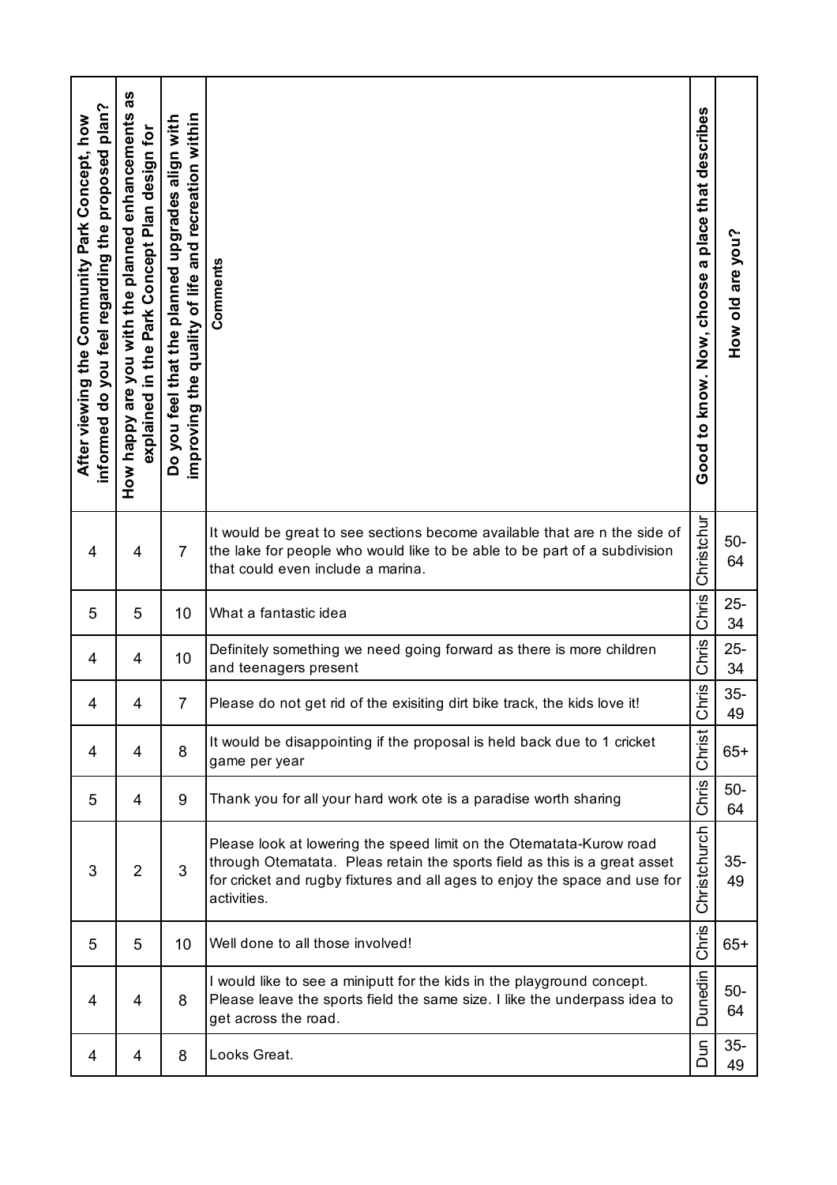| After viewing the Community Park Concept, how informed do you feel regarding the proposed plan? | How happy are you with the planned enhancements as explained in the Park Concept Plan design for | Do you feel that the planned upgrades align with improving the quality of life and recreation within | Comments | Good to know. Now, choose a place that describes | How old are you? |
|---|---|---|---|---|---|
| 4 | 4 | 7 | It would be great to see sections become available that are n the side of the lake for people who would like to be able to be part of a subdivision that could even include a marina. | Christchur | 50-64 |
| 5 | 5 | 10 | What a fantastic idea | Chris | 25-34 |
| 4 | 4 | 10 | Definitely something we need going forward as there is more children and teenagers present | Chris | 25-34 |
| 4 | 4 | 7 | Please do not get rid of the exisiting dirt bike track, the kids love it! | Chris | 35-49 |
| 4 | 4 | 8 | It would be disappointing if the proposal is held back due to 1 cricket game per year | Christ | 65+ |
| 5 | 4 | 9 | Thank you for all your hard work ote is a paradise worth sharing | Chris | 50-64 |
| 3 | 2 | 3 | Please look at lowering the speed limit on the Otematata-Kurow road through Otematata. Pleas retain the sports field as this is a great asset for cricket and rugby fixtures and all ages to enjoy the space and use for activities. | Christchurch | 35-49 |
| 5 | 5 | 10 | Well done to all those involved! | Chris | 65+ |
| 4 | 4 | 8 | I would like to see a miniputt for the kids in the playground concept. Please leave the sports field the same size. I like the underpass idea to get across the road. | Dunedin | 50-64 |
| 4 | 4 | 8 | Looks Great. | Dun | 35-49 |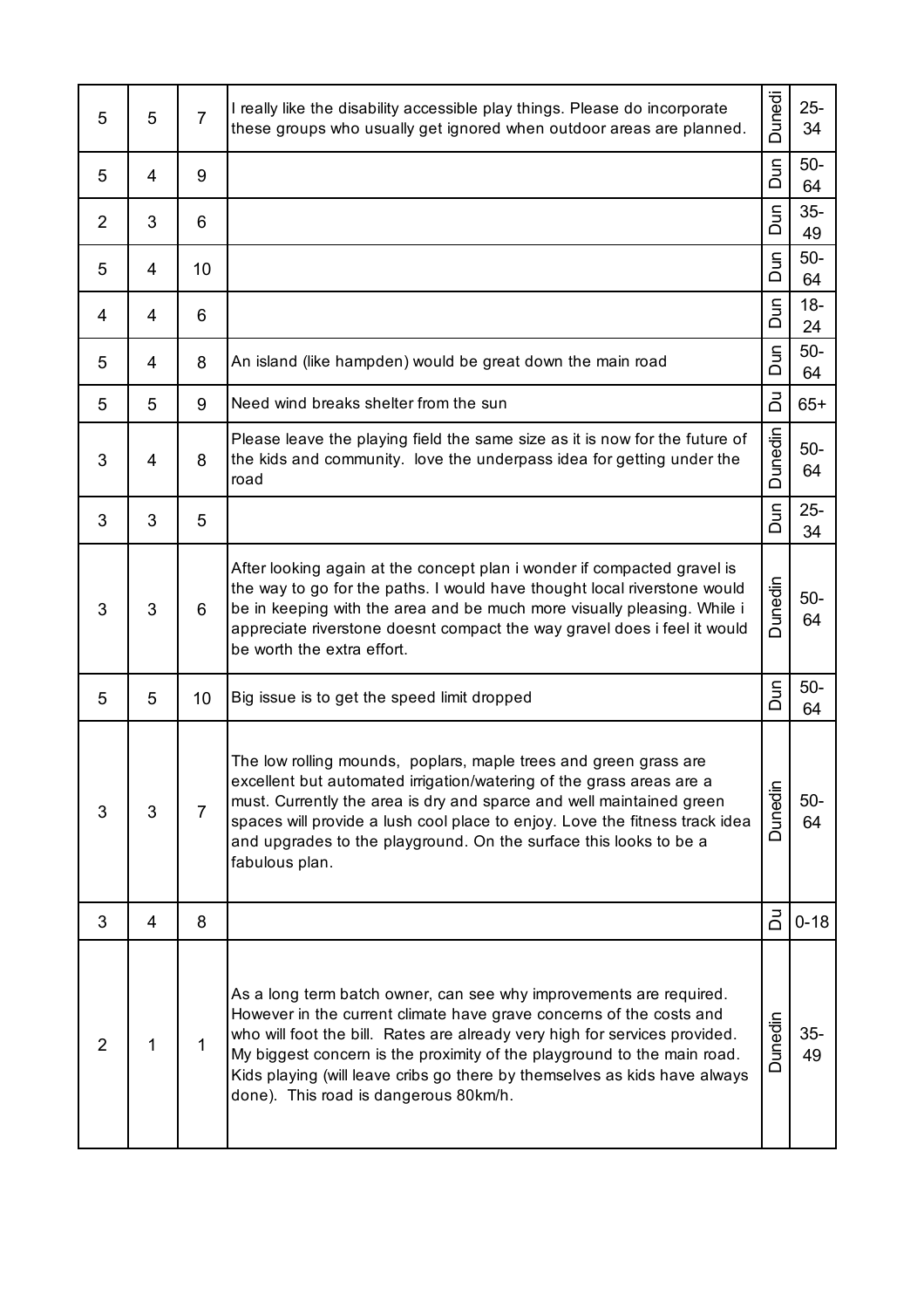| | | | | | |
|---|---|---|---|---|---|
| 5 | 5 | 7 | I really like the disability accessible play things. Please do incorporate these groups who usually get ignored when outdoor areas are planned. | Dunedi | 25-34 |
| 5 | 4 | 9 | | Dun | 50-64 |
| 2 | 3 | 6 | | Dun | 35-49 |
| 5 | 4 | 10 | | Dun | 50-64 |
| 4 | 4 | 6 | | Dun | 18-24 |
| 5 | 4 | 8 | An island (like hampden) would be great down the main road | Dun | 50-64 |
| 5 | 5 | 9 | Need wind breaks shelter from the sun | Du | 65+ |
| 3 | 4 | 8 | Please leave the playing field the same size as it is now for the future of the kids and community. love the underpass idea for getting under the road | Dunedin | 50-64 |
| 3 | 3 | 5 | | Dun | 25-34 |
| 3 | 3 | 6 | After looking again at the concept plan i wonder if compacted gravel is the way to go for the paths. I would have thought local riverstone would be in keeping with the area and be much more visually pleasing. While i appreciate riverstone doesnt compact the way gravel does i feel it would be worth the extra effort. | Dunedin | 50-64 |
| 5 | 5 | 10 | Big issue is to get the speed limit dropped | Dun | 50-64 |
| 3 | 3 | 7 | The low rolling mounds, poplars, maple trees and green grass are excellent but automated irrigation/watering of the grass areas are a must. Currently the area is dry and sparce and well maintained green spaces will provide a lush cool place to enjoy. Love the fitness track idea and upgrades to the playground. On the surface this looks to be a fabulous plan. | Dunedin | 50-64 |
| 3 | 4 | 8 | | Du | 0-18 |
| 2 | 1 | 1 | As a long term batch owner, can see why improvements are required. However in the current climate have grave concerns of the costs and who will foot the bill. Rates are already very high for services provided. My biggest concern is the proximity of the playground to the main road. Kids playing (will leave cribs go there by themselves as kids have always done). This road is dangerous 80km/h. | Dunedin | 35-49 |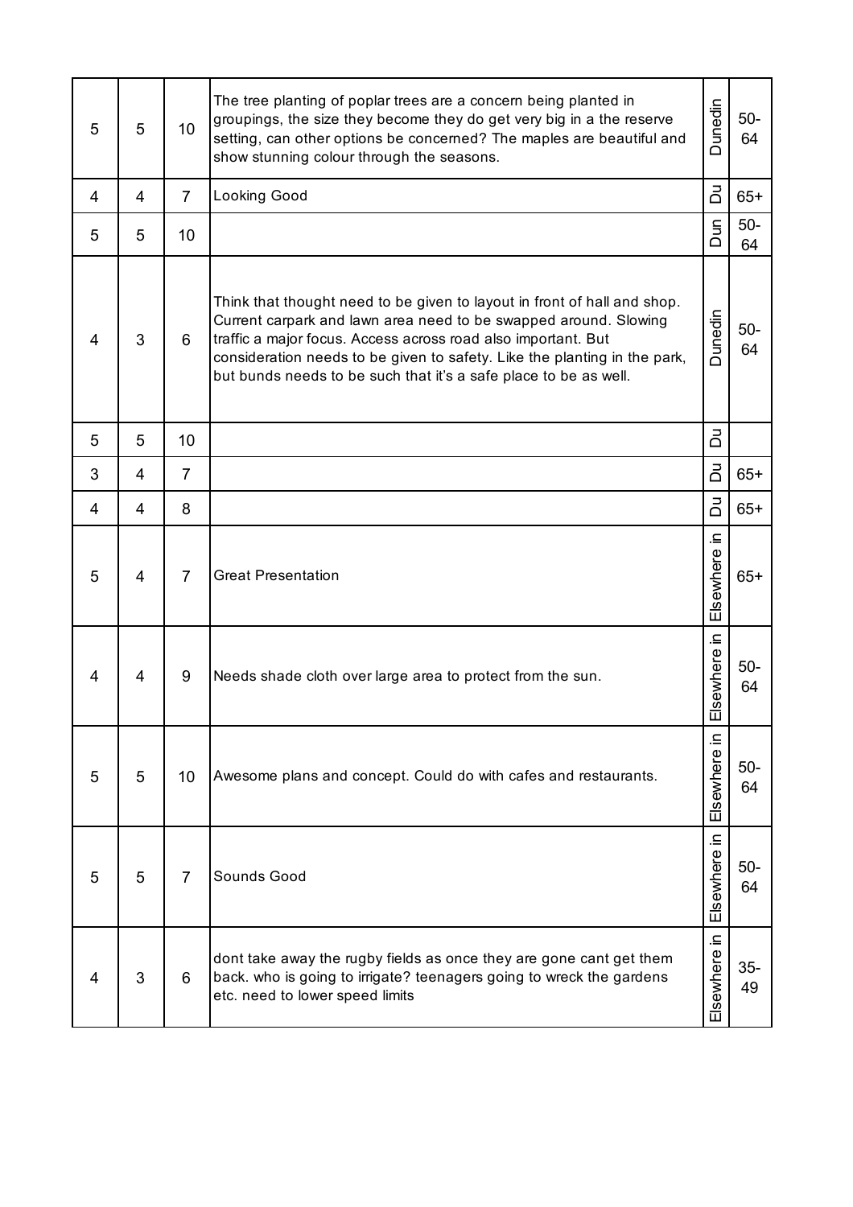| | | | | | |
|---|---|---|---|---|---|
| 5 | 5 | 10 | The tree planting of poplar trees are a concern being planted in groupings, the size they become they do get very big in a the reserve setting, can other options be concerned? The maples are beautiful and show stunning colour through the seasons. | Dunedin | 50-64 |
| 4 | 4 | 7 | Looking Good | Du | 65+ |
| 5 | 5 | 10 | | Dun | 50-64 |
| 4 | 3 | 6 | Think that thought need to be given to layout in front of hall and shop. Current carpark and lawn area need to be swapped around. Slowing traffic a major focus. Access across road also important. But consideration needs to be given to safety. Like the planting in the park, but bunds needs to be such that it's a safe place to be as well. | Dunedin | 50-64 |
| 5 | 5 | 10 | | Du | |
| 3 | 4 | 7 | | Du | 65+ |
| 4 | 4 | 8 | | Du | 65+ |
| 5 | 4 | 7 | Great Presentation | Elsewhere in | 65+ |
| 4 | 4 | 9 | Needs shade cloth over large area to protect from the sun. | Elsewhere in | 50-64 |
| 5 | 5 | 10 | Awesome plans and concept. Could do with cafes and restaurants. | Elsewhere in | 50-64 |
| 5 | 5 | 7 | Sounds Good | Elsewhere in | 50-64 |
| 4 | 3 | 6 | dont take away the rugby fields as once they are gone cant get them back. who is going to irrigate? teenagers going to wreck the gardens etc. need to lower speed limits | Elsewhere in | 35-49 |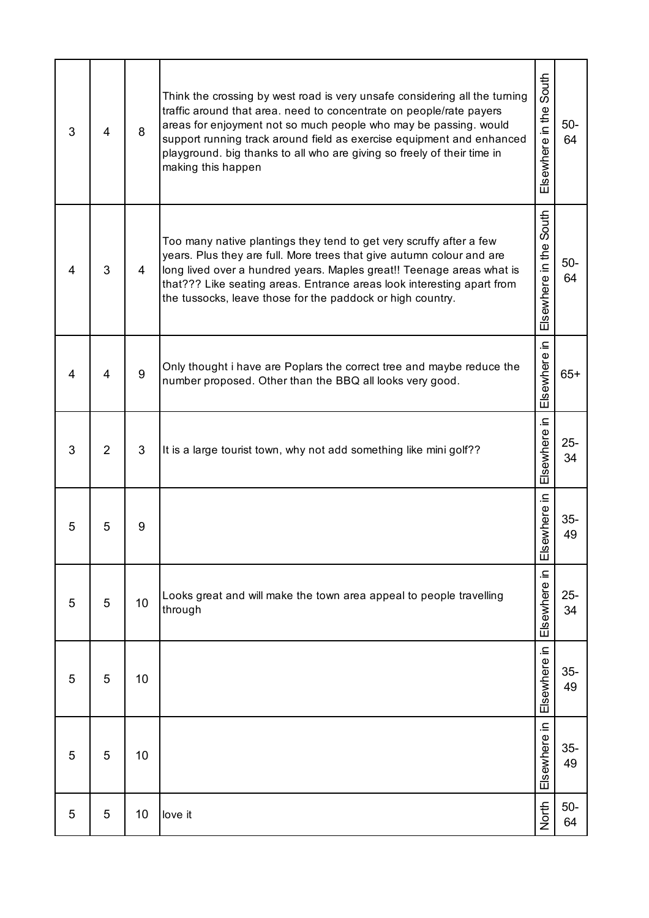| | | | | | |
|---|---|---|---|---|---|
| 3 | 4 | 8 | Think the crossing by west road is very unsafe considering all the turning traffic around that area. need to concentrate on people/rate payers areas for enjoyment not so much people who may be passing. would support running track around field as exercise equipment and enhanced playground. big thanks to all who are giving so freely of their time in making this happen | Elsewhere in the South | 50-64 |
| 4 | 3 | 4 | Too many native plantings they tend to get very scruffy after a few years. Plus they are full. More trees that give autumn colour and are long lived over a hundred years. Maples great!! Teenage areas what is that??? Like seating areas. Entrance areas look interesting apart from the tussocks, leave those for the paddock or high country. | Elsewhere in the South | 50-64 |
| 4 | 4 | 9 | Only thought i have are Poplars the correct tree and maybe reduce the number proposed. Other than the BBQ all looks very good. | Elsewhere in | 65+ |
| 3 | 2 | 3 | It is a large tourist town, why not add something like mini golf?? | Elsewhere in | 25-34 |
| 5 | 5 | 9 | | Elsewhere in | 35-49 |
| 5 | 5 | 10 | Looks great and will make the town area appeal to people travelling through | Elsewhere in | 25-34 |
| 5 | 5 | 10 | | Elsewhere in | 35-49 |
| 5 | 5 | 10 | | Elsewhere in | 35-49 |
| 5 | 5 | 10 | love it | North | 50-64 |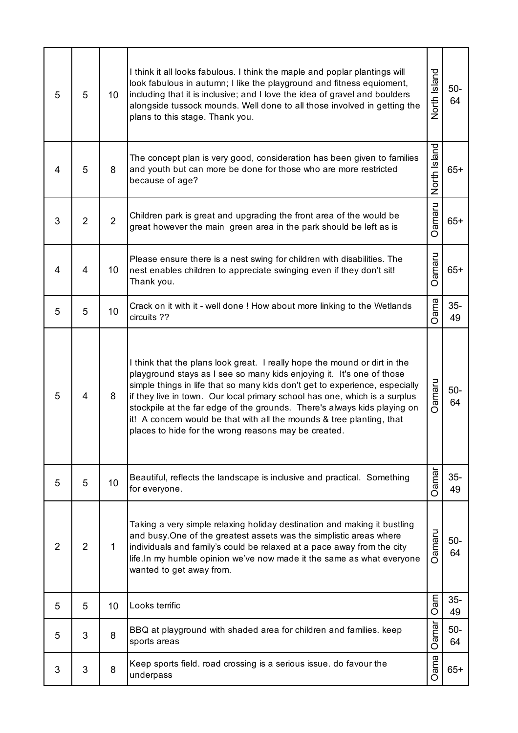| | | | | | |
|---|---|---|---|---|---|
| 5 | 5 | 10 | I think it all looks fabulous. I think the maple and poplar plantings will look fabulous in autumn; I like the playground and fitness equioment, including that it is inclusive; and I love the idea of gravel and boulders alongside tussock mounds. Well done to all those involved in getting the plans to this stage. Thank you. | North Island | 50-64 |
| 4 | 5 | 8 | The concept plan is very good, consideration has been given to families and youth but can more be done for those who are more restricted because of age? | North Island | 65+ |
| 3 | 2 | 2 | Children park is great and upgrading the front area of the would be great however the main green area in the park should be left as is | Oamaru | 65+ |
| 4 | 4 | 10 | Please ensure there is a nest swing for children with disabilities. The nest enables children to appreciate swinging even if they don't sit! Thank you. | Oamaru | 65+ |
| 5 | 5 | 10 | Crack on it with it - well done ! How about more linking to the Wetlands circuits ?? | Oama | 35-49 |
| 5 | 4 | 8 | I think that the plans look great. I really hope the mound or dirt in the playground stays as I see so many kids enjoying it. It's one of those simple things in life that so many kids don't get to experience, especially if they live in town. Our local primary school has one, which is a surplus stockpile at the far edge of the grounds. There's always kids playing on it! A concern would be that with all the mounds & tree planting, that places to hide for the wrong reasons may be created. | Oamaru | 50-64 |
| 5 | 5 | 10 | Beautiful, reflects the landscape is inclusive and practical. Something for everyone. | Oamar | 35-49 |
| 2 | 2 | 1 | Taking a very simple relaxing holiday destination and making it bustling and busy.One of the greatest assets was the simplistic areas where individuals and family's could be relaxed at a pace away from the city life.In my humble opinion we've now made it the same as what everyone wanted to get away from. | Oamaru | 50-64 |
| 5 | 5 | 10 | Looks terrific | Oam | 35-49 |
| 5 | 3 | 8 | BBQ at playground with shaded area for children and families. keep sports areas | Oamar | 50-64 |
| 3 | 3 | 8 | Keep sports field. road crossing is a serious issue. do favour the underpass | Oama | 65+ |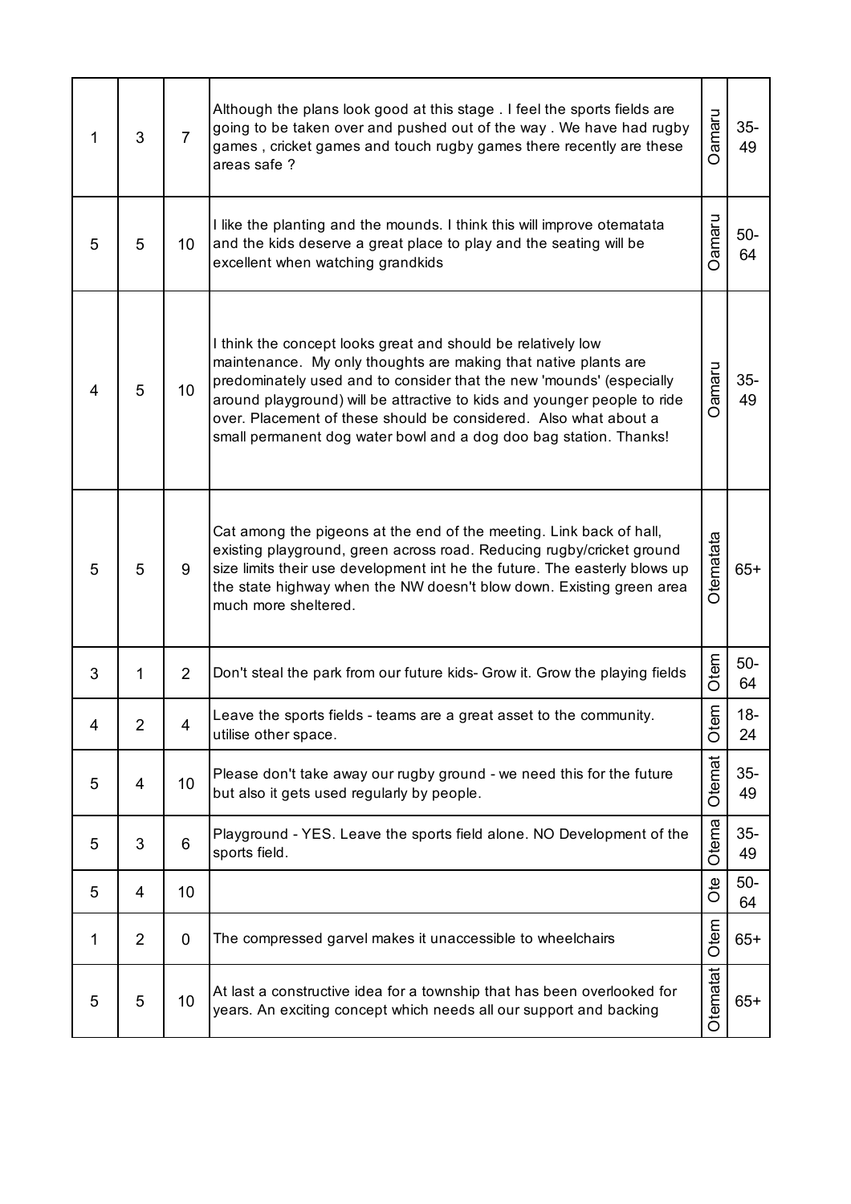| | | | | | |
|---|---|---|---|---|---|
| 1 | 3 | 7 | Although the plans look good at this stage . I feel the sports fields are going to be taken over and pushed out of the way . We have had rugby games , cricket games and touch rugby games there recently are these areas safe ? | Oamaru | 35-49 |
| 5 | 5 | 10 | I like the planting and the mounds. I think this will improve otematata and the kids deserve a great place to play and the seating will be excellent when watching grandkids | Oamaru | 50-64 |
| 4 | 5 | 10 | I think the concept looks great and should be relatively low maintenance. My only thoughts are making that native plants are predominately used and to consider that the new 'mounds' (especially around playground) will be attractive to kids and younger people to ride over. Placement of these should be considered. Also what about a small permanent dog water bowl and a dog doo bag station. Thanks! | Oamaru | 35-49 |
| 5 | 5 | 9 | Cat among the pigeons at the end of the meeting. Link back of hall, existing playground, green across road. Reducing rugby/cricket ground size limits their use development int he the future. The easterly blows up the state highway when the NW doesn't blow down. Existing green area much more sheltered. | Otematata | 65+ |
| 3 | 1 | 2 | Don't steal the park from our future kids- Grow it. Grow the playing fields | Otem | 50-64 |
| 4 | 2 | 4 | Leave the sports fields - teams are a great asset to the community. utilise other space. | Otem | 18-24 |
| 5 | 4 | 10 | Please don't take away our rugby ground - we need this for the future but also it gets used regularly by people. | Otemat | 35-49 |
| 5 | 3 | 6 | Playground - YES. Leave the sports field alone. NO Development of the sports field. | Otema | 35-49 |
| 5 | 4 | 10 | | Ote | 50-64 |
| 1 | 2 | 0 | The compressed garvel makes it unaccessible to wheelchairs | Otem | 65+ |
| 5 | 5 | 10 | At last a constructive idea for a township that has been overlooked for years. An exciting concept which needs all our support and backing | Otematat | 65+ |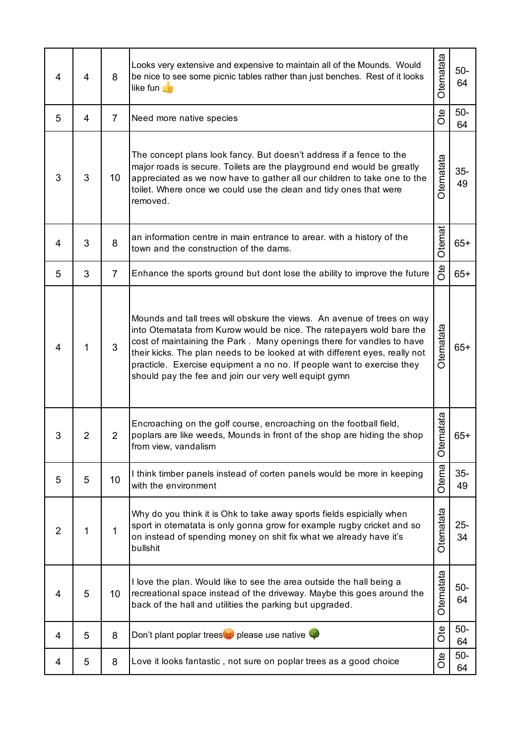| | | | | | |
|---|---|---|---|---|---|
| 4 | 4 | 8 | Looks very extensive and expensive to maintain all of the Mounds. Would be nice to see some picnic tables rather than just benches. Rest of it looks like fun 👍 | Otematata | 50-64 |
| 5 | 4 | 7 | Need more native species | Ote | 50-64 |
| 3 | 3 | 10 | The concept plans look fancy. But doesn't address if a fence to the major roads is secure. Toilets are the playground end would be greatly appreciated as we now have to gather all our children to take one to the toilet. Where once we could use the clean and tidy ones that were removed. | Otematata | 35-49 |
| 4 | 3 | 8 | an information centre in main entrance to arear. with a history of the town and the construction of the dams. | Otemat | 65+ |
| 5 | 3 | 7 | Enhance the sports ground but dont lose the ability to improve the future | Ote | 65+ |
| 4 | 1 | 3 | Mounds and tall trees will obskure the views. An avenue of trees on way into Otematata from Kurow would be nice. The ratepayers wold bare the cost of maintaining the Park . Many openings there for vandles to have their kicks. The plan needs to be looked at with different eyes, really not practicle. Exercise equipment a no no. If people want to exercise they should pay the fee and join our very well equipt gymn | Otematata | 65+ |
| 3 | 2 | 2 | Encroaching on the golf course, encroaching on the football field, poplars are like weeds, Mounds in front of the shop are hiding the shop from view, vandalism | Otematata | 65+ |
| 5 | 5 | 10 | I think timber panels instead of corten panels would be more in keeping with the environment | Otema | 35-49 |
| 2 | 1 | 1 | Why do you think it is Ohk to take away sports fields espicially when sport in otematata is only gonna grow for example rugby cricket and so on instead of spending money on shit fix what we already have it's bullshit | Otematata | 25-34 |
| 4 | 5 | 10 | I love the plan. Would like to see the area outside the hall being a recreational space instead of the driveway. Maybe this goes around the back of the hall and utilities the parking but upgraded. | Otematata | 50-64 |
| 4 | 5 | 8 | Don't plant poplar trees😡 please use native 🌳 | Ote | 50-64 |
| 4 | 5 | 8 | Love it looks fantastic , not sure on poplar trees as a good choice | Ote | 50-64 |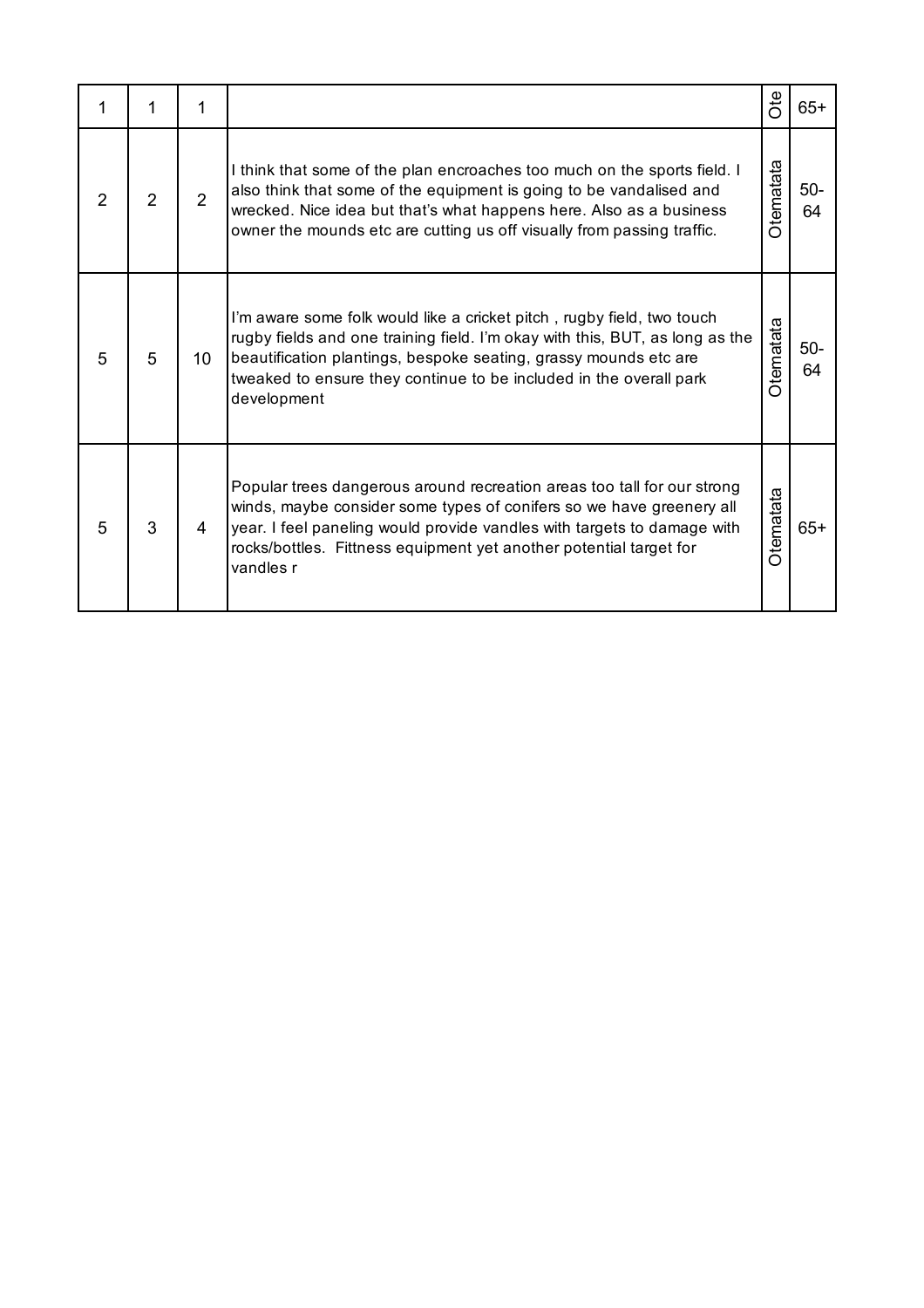| | | | | | |
|---|---|---|---|---|---|
| 1 | 1 | 1 | | Ote | 65+ |
| 2 | 2 | 2 | I think that some of the plan encroaches too much on the sports field. I also think that some of the equipment is going to be vandalised and wrecked. Nice idea but that's what happens here. Also as a business owner the mounds etc are cutting us off visually from passing traffic. | Otematata | 50-64 |
| 5 | 5 | 10 | I'm aware some folk would like a cricket pitch , rugby field, two touch rugby fields and one training field. I'm okay with this, BUT, as long as the beautification plantings, bespoke seating, grassy mounds etc are tweaked to ensure they continue to be included in the overall park development | Otematata | 50-64 |
| 5 | 3 | 4 | Popular trees dangerous around recreation areas too tall for our strong winds, maybe consider some types of conifers so we have greenery all year. I feel paneling would provide vandles with targets to damage with rocks/bottles. Fittness equipment yet another potential target for vandles r | Otematata | 65+ |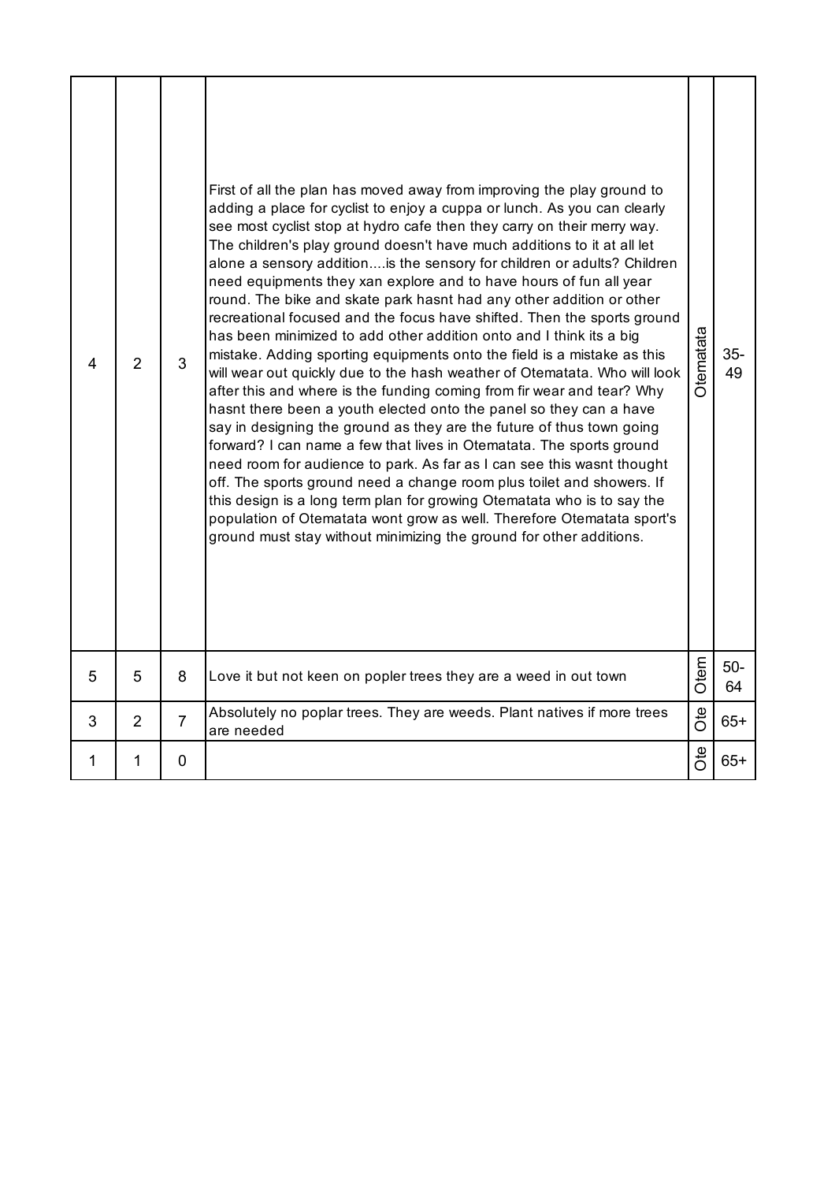| | | | | | |
|---|---|---|---|---|---|
| 4 | 2 | 3 | First of all the plan has moved away from improving the play ground to adding a place for cyclist to enjoy a cuppa or lunch. As you can clearly see most cyclist stop at hydro cafe then they carry on their merry way. The children's play ground doesn't have much additions to it at all let alone a sensory addition....is the sensory for children or adults? Children need equipments they xan explore and to have hours of fun all year round. The bike and skate park hasnt had any other addition or other recreational focused and the focus have shifted. Then the sports ground has been minimized to add other addition onto and I think its a big mistake. Adding sporting equipments onto the field is a mistake as this will wear out quickly due to the hash weather of Otematata. Who will look after this and where is the funding coming from fir wear and tear? Why hasnt there been a youth elected onto the panel so they can a have say in designing the ground as they are the future of thus town going forward? I can name a few that lives in Otematata. The sports ground need room for audience to park. As far as I can see this wasnt thought off. The sports ground need a change room plus toilet and showers. If this design is a long term plan for growing Otematata who is to say the population of Otematata wont grow as well. Therefore Otematata sport's ground must stay without minimizing the ground for other additions. | Otematata | 35-49 |
| 5 | 5 | 8 | Love it but not keen on popler trees they are a weed in out town | Otem | 50-64 |
| 3 | 2 | 7 | Absolutely no poplar trees. They are weeds. Plant natives if more trees are needed | Ote | 65+ |
| 1 | 1 | 0 | | Ote | 65+ |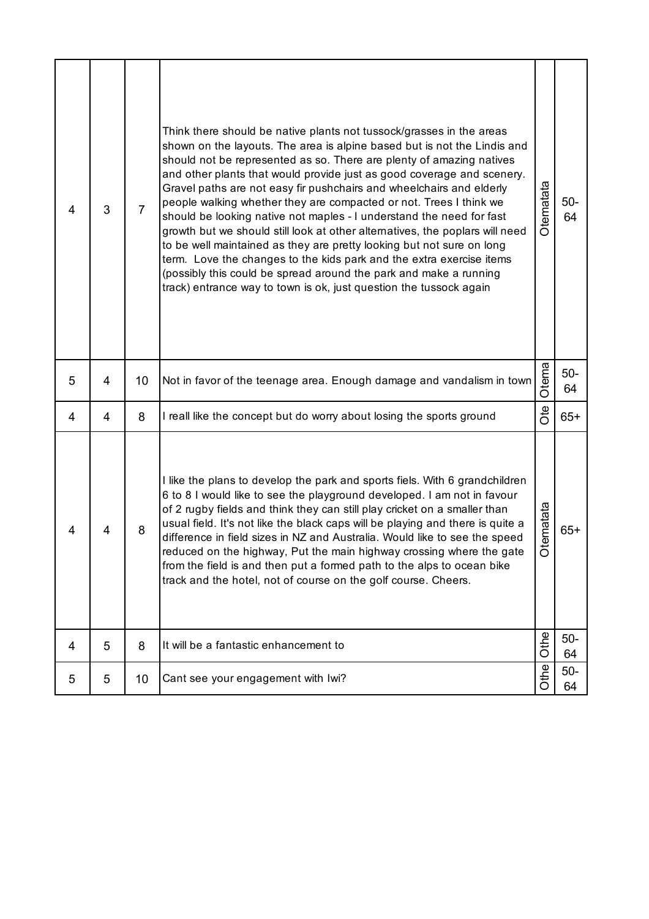| | | | | | |
|---|---|---|---|---|---|
| 4 | 3 | 7 | Think there should be native plants not tussock/grasses in the areas shown on the layouts. The area is alpine based but is not the Lindis and should not be represented as so. There are plenty of amazing natives and other plants that would provide just as good coverage and scenery. Gravel paths are not easy fir pushchairs and wheelchairs and elderly people walking whether they are compacted or not. Trees I think we should be looking native not maples - I understand the need for fast growth but we should still look at other alternatives, the poplars will need to be well maintained as they are pretty looking but not sure on long term. Love the changes to the kids park and the extra exercise items (possibly this could be spread around the park and make a running track) entrance way to town is ok, just question the tussock again | Otematata | 50-64 |
| 5 | 4 | 10 | Not in favor of the teenage area. Enough damage and vandalism in town | Otema | 50-64 |
| 4 | 4 | 8 | I reall like the concept but do worry about losing the sports ground | Ote | 65+ |
| 4 | 4 | 8 | I like the plans to develop the park and sports fiels. With 6 grandchildren 6 to 8 I would like to see the playground developed. I am not in favour of 2 rugby fields and think they can still play cricket on a smaller than usual field. It's not like the black caps will be playing and there is quite a difference in field sizes in NZ and Australia. Would like to see the speed reduced on the highway, Put the main highway crossing where the gate from the field is and then put a formed path to the alps to ocean bike track and the hotel, not of course on the golf course. Cheers. | Otematata | 65+ |
| 4 | 5 | 8 | It will be a fantastic enhancement to | Othe | 50-64 |
| 5 | 5 | 10 | Cant see your engagement with Iwi? | Othe | 50-64 |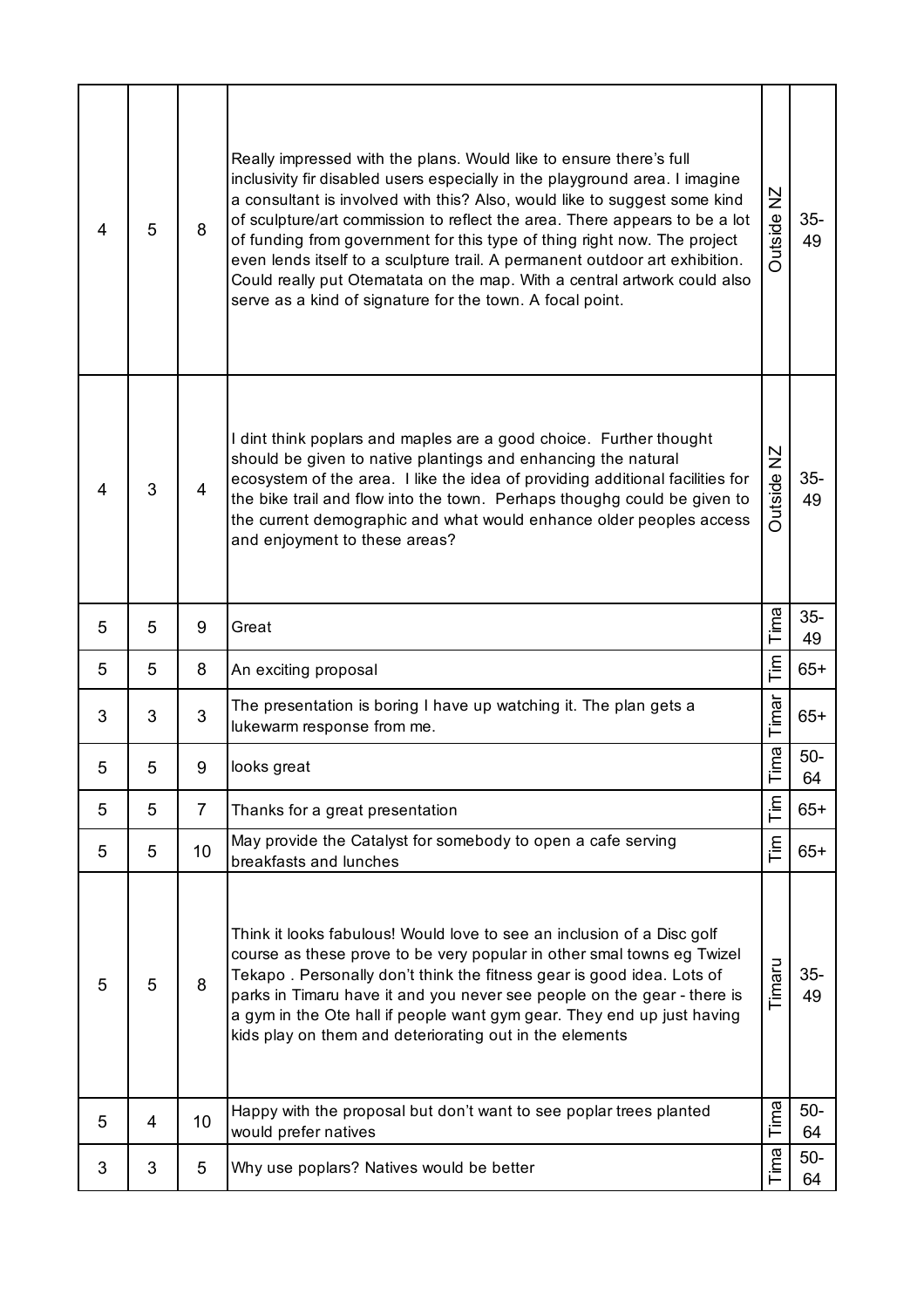| | | | | | |
|---|---|---|---|---|---|
| 4 | 5 | 8 | Really impressed with the plans. Would like to ensure there's full inclusivity fir disabled users especially in the playground area. I imagine a consultant is involved with this? Also, would like to suggest some kind of sculpture/art commission to reflect the area. There appears to be a lot of funding from government for this type of thing right now. The project even lends itself to a sculpture trail. A permanent outdoor art exhibition. Could really put Otematata on the map. With a central artwork could also serve as a kind of signature for the town. A focal point. | Outside NZ | 35-49 |
| 4 | 3 | 4 | I dint think poplars and maples are a good choice. Further thought should be given to native plantings and enhancing the natural ecosystem of the area. I like the idea of providing additional facilities for the bike trail and flow into the town. Perhaps thoughg could be given to the current demographic and what would enhance older peoples access and enjoyment to these areas? | Outside NZ | 35-49 |
| 5 | 5 | 9 | Great | Tima | 35-49 |
| 5 | 5 | 8 | An exciting proposal | Tim | 65+ |
| 3 | 3 | 3 | The presentation is boring I have up watching it. The plan gets a lukewarm response from me. | Timar | 65+ |
| 5 | 5 | 9 | looks great | Tima | 50-64 |
| 5 | 5 | 7 | Thanks for a great presentation | Tim | 65+ |
| 5 | 5 | 10 | May provide the Catalyst for somebody to open a cafe serving breakfasts and lunches | Tim | 65+ |
| 5 | 5 | 8 | Think it looks fabulous! Would love to see an inclusion of a Disc golf course as these prove to be very popular in other smal towns eg Twizel Tekapo . Personally don't think the fitness gear is good idea. Lots of parks in Timaru have it and you never see people on the gear - there is a gym in the Ote hall if people want gym gear. They end up just having kids play on them and deteriorating out in the elements | Timaru | 35-49 |
| 5 | 4 | 10 | Happy with the proposal but don't want to see poplar trees planted would prefer natives | Tima | 50-64 |
| 3 | 3 | 5 | Why use poplars? Natives would be better | Tima | 50-64 |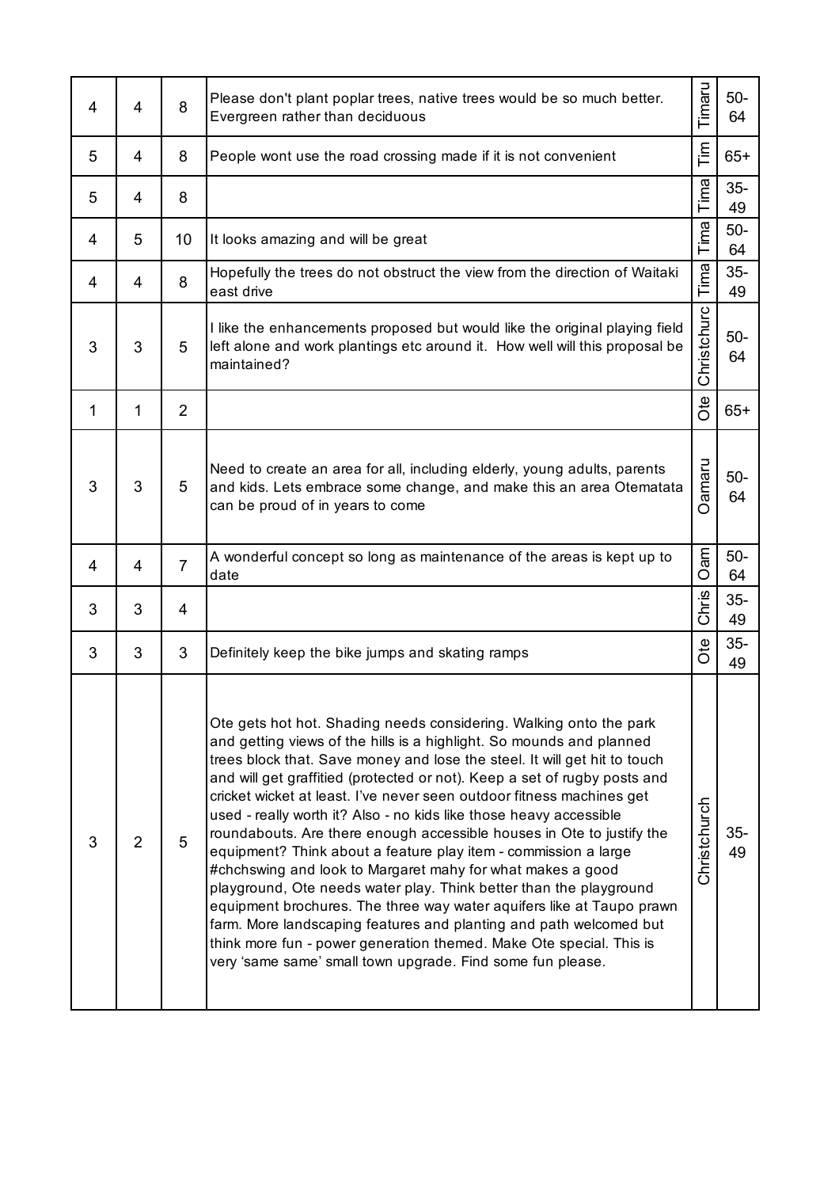| | | | | | |
|---|---|---|---|---|---|
| 4 | 4 | 8 | Please don't plant poplar trees, native trees would be so much better. Evergreen rather than deciduous | Timaru | 50-64 |
| 5 | 4 | 8 | People wont use the road crossing made if it is not convenient | Tim | 65+ |
| 5 | 4 | 8 | | Tima | 35-49 |
| 4 | 5 | 10 | It looks amazing and will be great | Tima | 50-64 |
| 4 | 4 | 8 | Hopefully the trees do not obstruct the view from the direction of Waitaki east drive | Tima | 35-49 |
| 3 | 3 | 5 | I like the enhancements proposed but would like the original playing field left alone and work plantings etc around it. How well will this proposal be maintained? | Christchurc | 50-64 |
| 1 | 1 | 2 | | Ote | 65+ |
| 3 | 3 | 5 | Need to create an area for all, including elderly, young adults, parents and kids. Lets embrace some change, and make this an area Otematata can be proud of in years to come | Oamaru | 50-64 |
| 4 | 4 | 7 | A wonderful concept so long as maintenance of the areas is kept up to date | Oam | 50-64 |
| 3 | 3 | 4 | | Chris | 35-49 |
| 3 | 3 | 3 | Definitely keep the bike jumps and skating ramps | Ote | 35-49 |
| 3 | 2 | 5 | Ote gets hot hot. Shading needs considering. Walking onto the park and getting views of the hills is a highlight. So mounds and planned trees block that. Save money and lose the steel. It will get hit to touch and will get graffitied (protected or not). Keep a set of rugby posts and cricket wicket at least. I've never seen outdoor fitness machines get used - really worth it? Also - no kids like those heavy accessible roundabouts. Are there enough accessible houses in Ote to justify the equipment? Think about a feature play item - commission a large #chchswing and look to Margaret mahy for what makes a good playground, Ote needs water play. Think better than the playground equipment brochures. The three way water aquifers like at Taupo prawn farm. More landscaping features and planting and path welcomed but think more fun - power generation themed. Make Ote special. This is very 'same same' small town upgrade. Find some fun please. | Christchurch | 35-49 |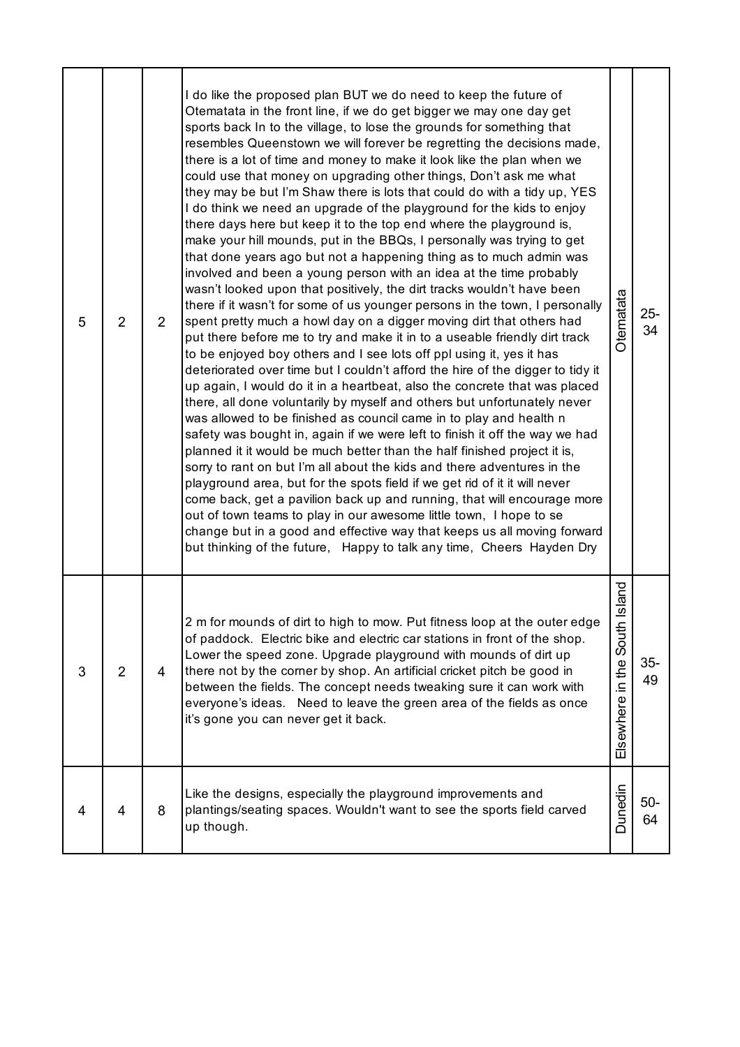| | | | | | |
|---|---|---|---|---|---|
| 5 | 2 | 2 | I do like the proposed plan BUT we do need to keep the future of Otematata in the front line, if we do get bigger we may one day get sports back In to the village, to lose the grounds for something that resembles Queenstown we will forever be regretting the decisions made, there is a lot of time and money to make it look like the plan when we could use that money on upgrading other things, Don't ask me what they may be but I'm Shaw there is lots that could do with a tidy up, YES I do think we need an upgrade of the playground for the kids to enjoy there days here but keep it to the top end where the playground is, make your hill mounds, put in the BBQs, I personally was trying to get that done years ago but not a happening thing as to much admin was involved and been a young person with an idea at the time probably wasn't looked upon that positively, the dirt tracks wouldn't have been there if it wasn't for some of us younger persons in the town, I personally spent pretty much a howl day on a digger moving dirt that others had put there before me to try and make it in to a useable friendly dirt track to be enjoyed boy others and I see lots off ppl using it, yes it has deteriorated over time but I couldn't afford the hire of the digger to tidy it up again, I would do it in a heartbeat, also the concrete that was placed there, all done voluntarily by myself and others but unfortunately never was allowed to be finished as council came in to play and health n safety was bought in, again if we were left to finish it off the way we had planned it it would be much better than the half finished project it is, sorry to rant on but I'm all about the kids and there adventures in the playground area, but for the spots field if we get rid of it it will never come back, get a pavilion back up and running, that will encourage more out of town teams to play in our awesome little town, I hope to se change but in a good and effective way that keeps us all moving forward but thinking of the future, Happy to talk any time, Cheers Hayden Dry | Otematata | 25-34 |
| 3 | 2 | 4 | 2 m for mounds of dirt to high to mow. Put fitness loop at the outer edge of paddock. Electric bike and electric car stations in front of the shop. Lower the speed zone. Upgrade playground with mounds of dirt up there not by the corner by shop. An artificial cricket pitch be good in between the fields. The concept needs tweaking sure it can work with everyone's ideas. Need to leave the green area of the fields as once it's gone you can never get it back. | Elsewhere in the South Island | 35-49 |
| 4 | 4 | 8 | Like the designs, especially the playground improvements and plantings/seating spaces. Wouldn't want to see the sports field carved up though. | Dunedin | 50-64 |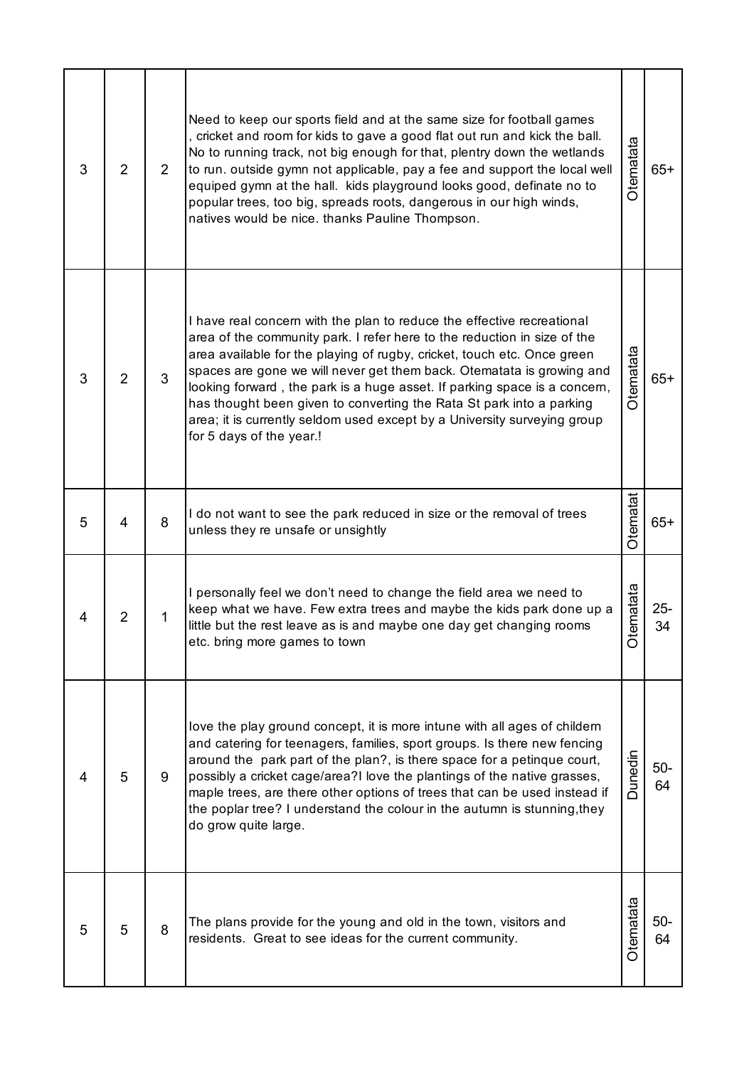| | | | | | |
|---|---|---|---|---|---|
| 3 | 2 | 2 | Need to keep our sports field and at the same size for football games , cricket and room for kids to gave a good flat out run and kick the ball. No to running track, not big enough for that, plentry down the wetlands to run. outside gymn not applicable, pay a fee and support the local well equiped gymn at the hall. kids playground looks good, definate no to popular trees, too big, spreads roots, dangerous in our high winds, natives would be nice. thanks Pauline Thompson. | Otematata | 65+ |
| 3 | 2 | 3 | I have real concern with the plan to reduce the effective recreational area of the community park. I refer here to the reduction in size of the area available for the playing of rugby, cricket, touch etc. Once green spaces are gone we will never get them back. Otematata is growing and looking forward , the park is a huge asset. If parking space is a concern, has thought been given to converting the Rata St park into a parking area; it is currently seldom used except by a University surveying group for 5 days of the year.! | Otematata | 65+ |
| 5 | 4 | 8 | I do not want to see the park reduced in size or the removal of trees unless they re unsafe or unsightly | Otematat | 65+ |
| 4 | 2 | 1 | I personally feel we don't need to change the field area we need to keep what we have. Few extra trees and maybe the kids park done up a little but the rest leave as is and maybe one day get changing rooms etc. bring more games to town | Otematata | 25-34 |
| 4 | 5 | 9 | love the play ground concept, it is more intune with all ages of childern and catering for teenagers, families, sport groups. Is there new fencing around the park part of the plan?, is there space for a petinque court, possibly a cricket cage/area?I love the plantings of the native grasses, maple trees, are there other options of trees that can be used instead if the poplar tree? I understand the colour in the autumn is stunning,they do grow quite large. | Dunedin | 50-64 |
| 5 | 5 | 8 | The plans provide for the young and old in the town, visitors and residents. Great to see ideas for the current community. | Otematata | 50-64 |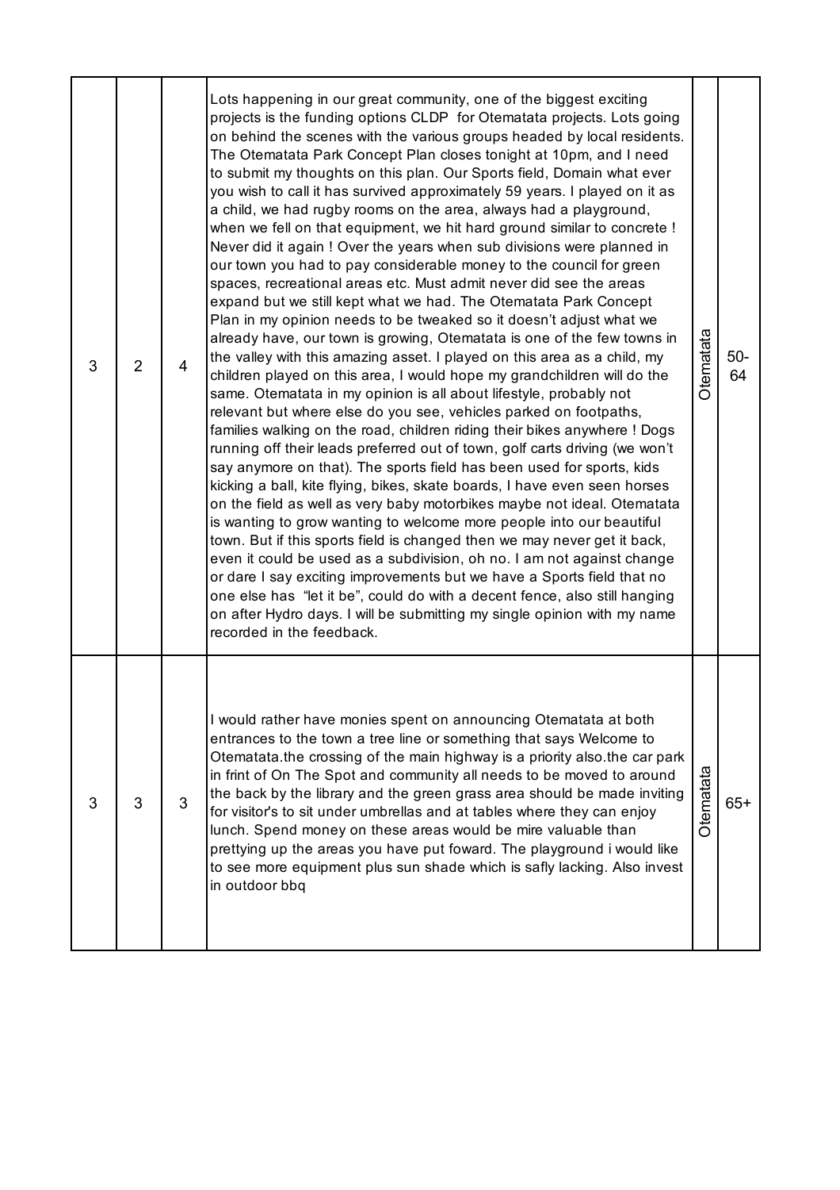| | | | | | |
|---|---|---|---|---|---|
| 3 | 2 | 4 | Lots happening in our great community, one of the biggest exciting projects is the funding options CLDP for Otematata projects. Lots going on behind the scenes with the various groups headed by local residents. The Otematata Park Concept Plan closes tonight at 10pm, and I need to submit my thoughts on this plan. Our Sports field, Domain what ever you wish to call it has survived approximately 59 years. I played on it as a child, we had rugby rooms on the area, always had a playground, when we fell on that equipment, we hit hard ground similar to concrete ! Never did it again ! Over the years when sub divisions were planned in our town you had to pay considerable money to the council for green spaces, recreational areas etc. Must admit never did see the areas expand but we still kept what we had. The Otematata Park Concept Plan in my opinion needs to be tweaked so it doesn't adjust what we already have, our town is growing, Otematata is one of the few towns in the valley with this amazing asset. I played on this area as a child, my children played on this area, I would hope my grandchildren will do the same. Otematata in my opinion is all about lifestyle, probably not relevant but where else do you see, vehicles parked on footpaths, families walking on the road, children riding their bikes anywhere ! Dogs running off their leads preferred out of town, golf carts driving (we won't say anymore on that). The sports field has been used for sports, kids kicking a ball, kite flying, bikes, skate boards, I have even seen horses on the field as well as very baby motorbikes maybe not ideal. Otematata is wanting to grow wanting to welcome more people into our beautiful town. But if this sports field is changed then we may never get it back, even it could be used as a subdivision, oh no. I am not against change or dare I say exciting improvements but we have a Sports field that no one else has "let it be", could do with a decent fence, also still hanging on after Hydro days. I will be submitting my single opinion with my name recorded in the feedback. | Otematata | 50-64 |
| 3 | 3 | 3 | I would rather have monies spent on announcing Otematata at both entrances to the town a tree line or something that says Welcome to Otematata.the crossing of the main highway is a priority also.the car park in frint of On The Spot and community all needs to be moved to around the back by the library and the green grass area should be made inviting for visitor's to sit under umbrellas and at tables where they can enjoy lunch. Spend money on these areas would be mire valuable than prettying up the areas you have put foward. The playground i would like to see more equipment plus sun shade which is safly lacking. Also invest in outdoor bbq | Otematata | 65+ |